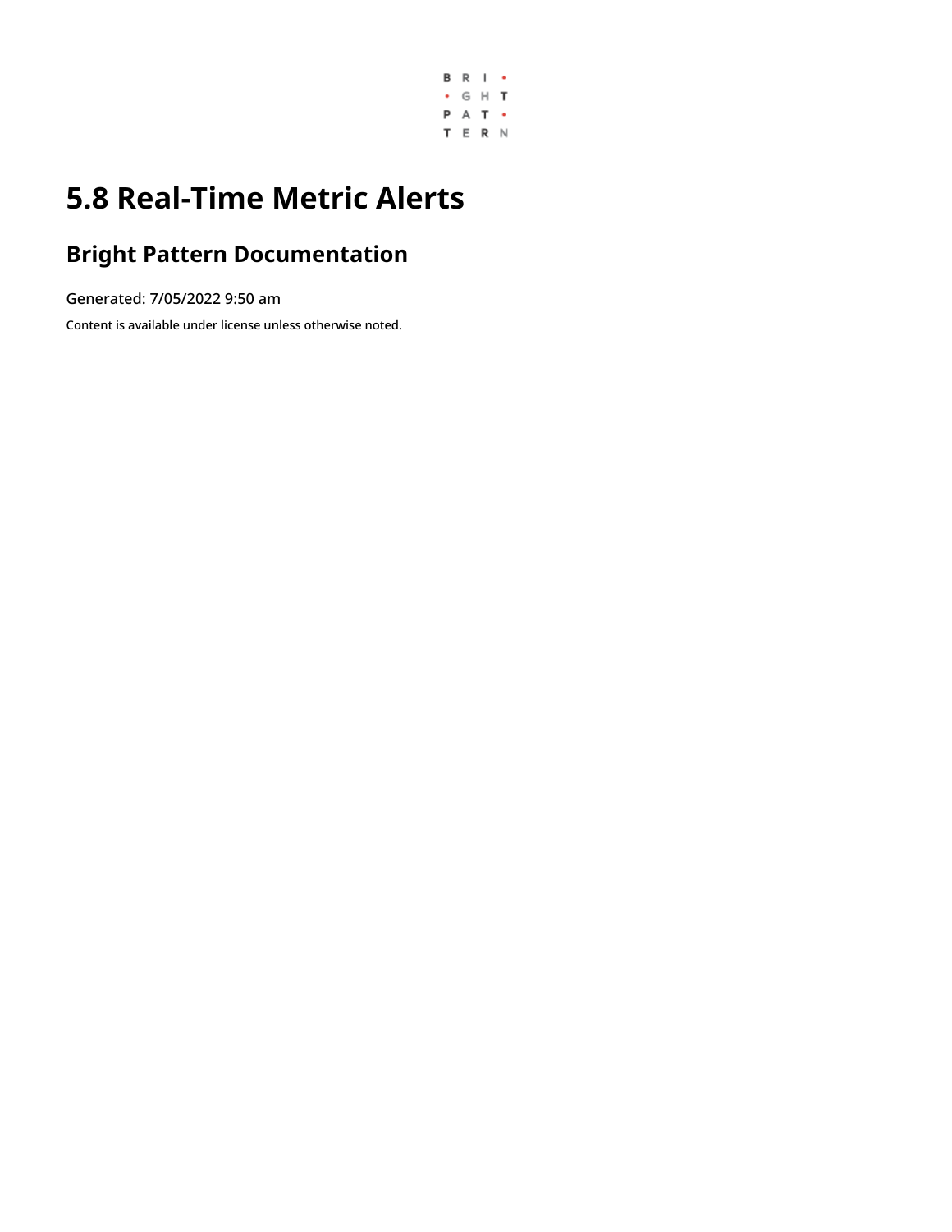# 5.8 Real-Time Metric Alerts

## Bright Pattern Documentation

Generated: 7/05/2022 9:50 am

Content is available under license unless otherwise noted.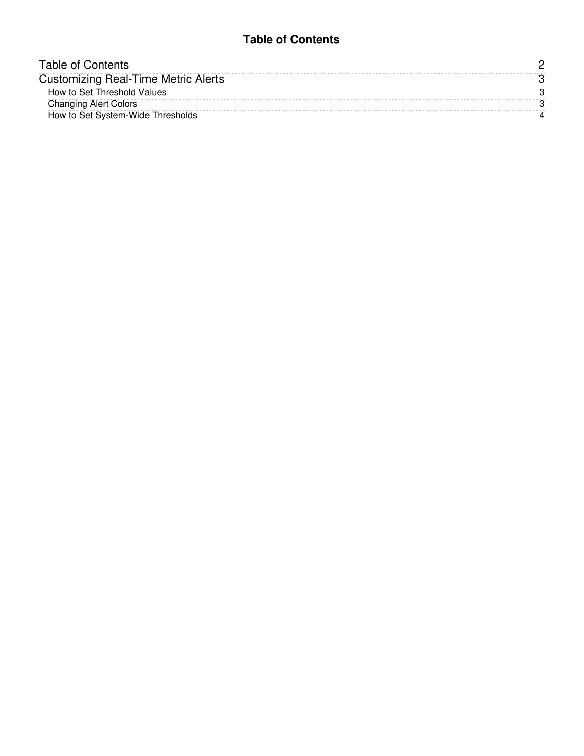# Table of Contents

| | |
|---|---|
| Table of Contents | 2 |
| Customizing Real-Time Metric Alerts | 3 |
| How to Set Threshold Values | 3 |
| Changing Alert Colors | 3 |
| How to Set System-Wide Thresholds | 4 |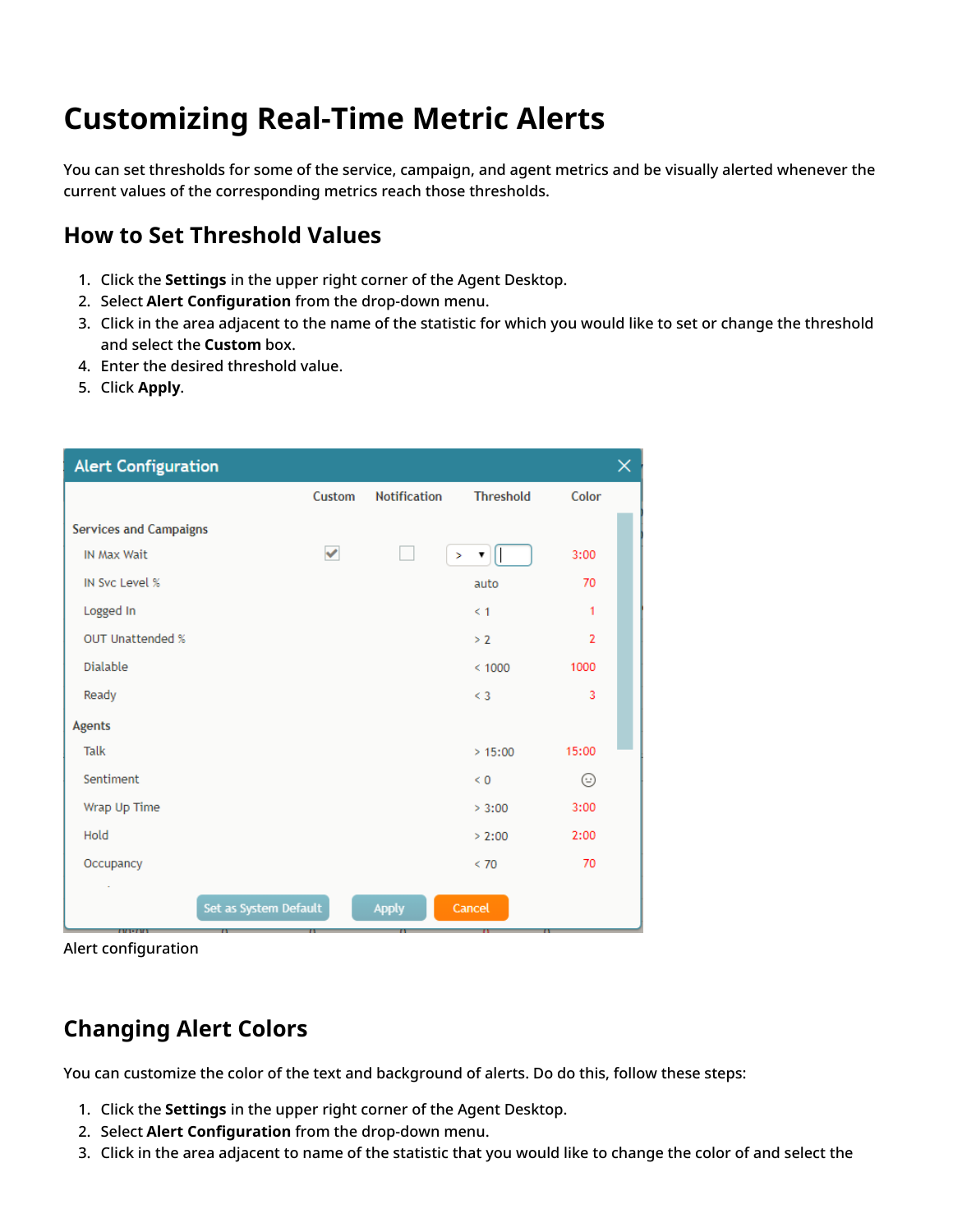# Customizing Real-Time Metric Alerts

You can set thresholds for some of the service, campaign, and agent metrics and be visually alerted whenever the current values of the corresponding metrics reach those thresholds.

## How to Set Threshold Values

1. Click the **Settings** in the upper right corner of the Agent Desktop.
2. Select **Alert Configuration** from the drop-down menu.
3. Click in the area adjacent to the name of the statistic for which you would like to set or change the threshold and select the **Custom** box.
4. Enter the desired threshold value.
5. Click **Apply**.

Alert configuration

## Changing Alert Colors

You can customize the color of the text and background of alerts. Do do this, follow these steps:

1. Click the **Settings** in the upper right corner of the Agent Desktop.
2. Select **Alert Configuration** from the drop-down menu.
3. Click in the area adjacent to name of the statistic that you would like to change the color of and select the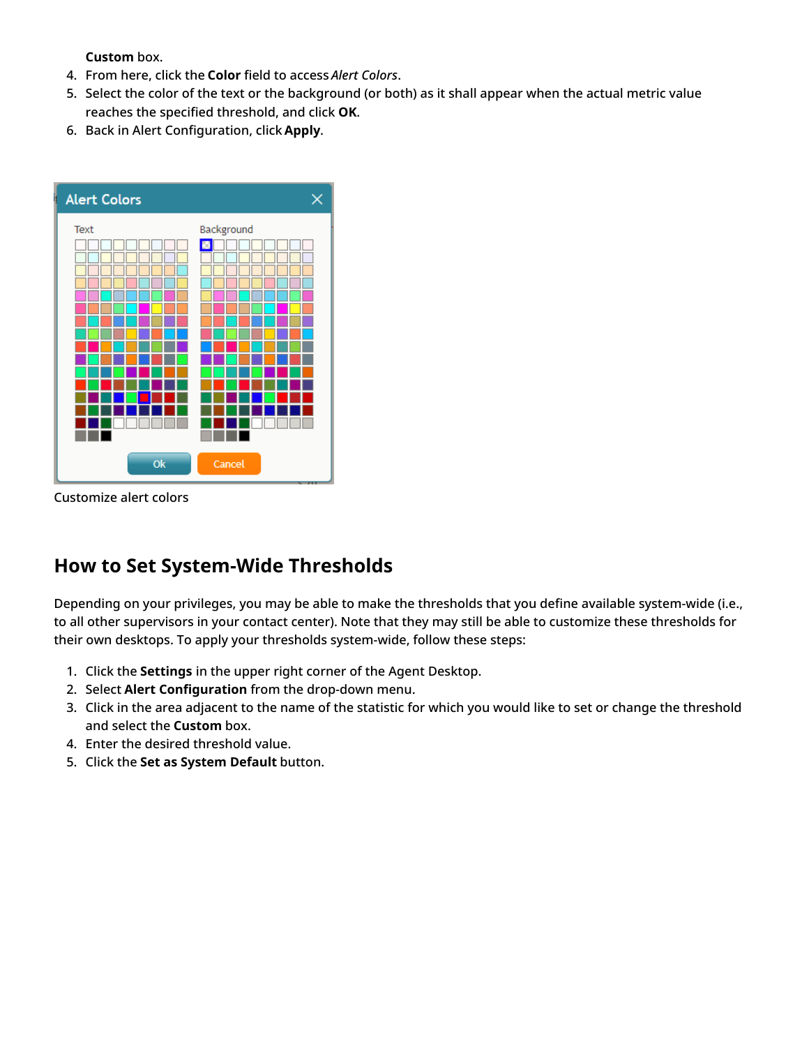**Custom** box.

4. From here, click the **Color** field to access *Alert Colors*.
5. Select the color of the text or the background (or both) as it shall appear when the actual metric value reaches the specified threshold, and click **OK**.
6. Back in Alert Configuration, click **Apply**.

Customize alert colors

## How to Set System-Wide Thresholds

Depending on your privileges, you may be able to make the thresholds that you define available system-wide (i.e., to all other supervisors in your contact center). Note that they may still be able to customize these thresholds for their own desktops. To apply your thresholds system-wide, follow these steps:

1. Click the **Settings** in the upper right corner of the Agent Desktop.
2. Select **Alert Configuration** from the drop-down menu.
3. Click in the area adjacent to the name of the statistic for which you would like to set or change the threshold and select the **Custom** box.
4. Enter the desired threshold value.
5. Click the **Set as System Default** button.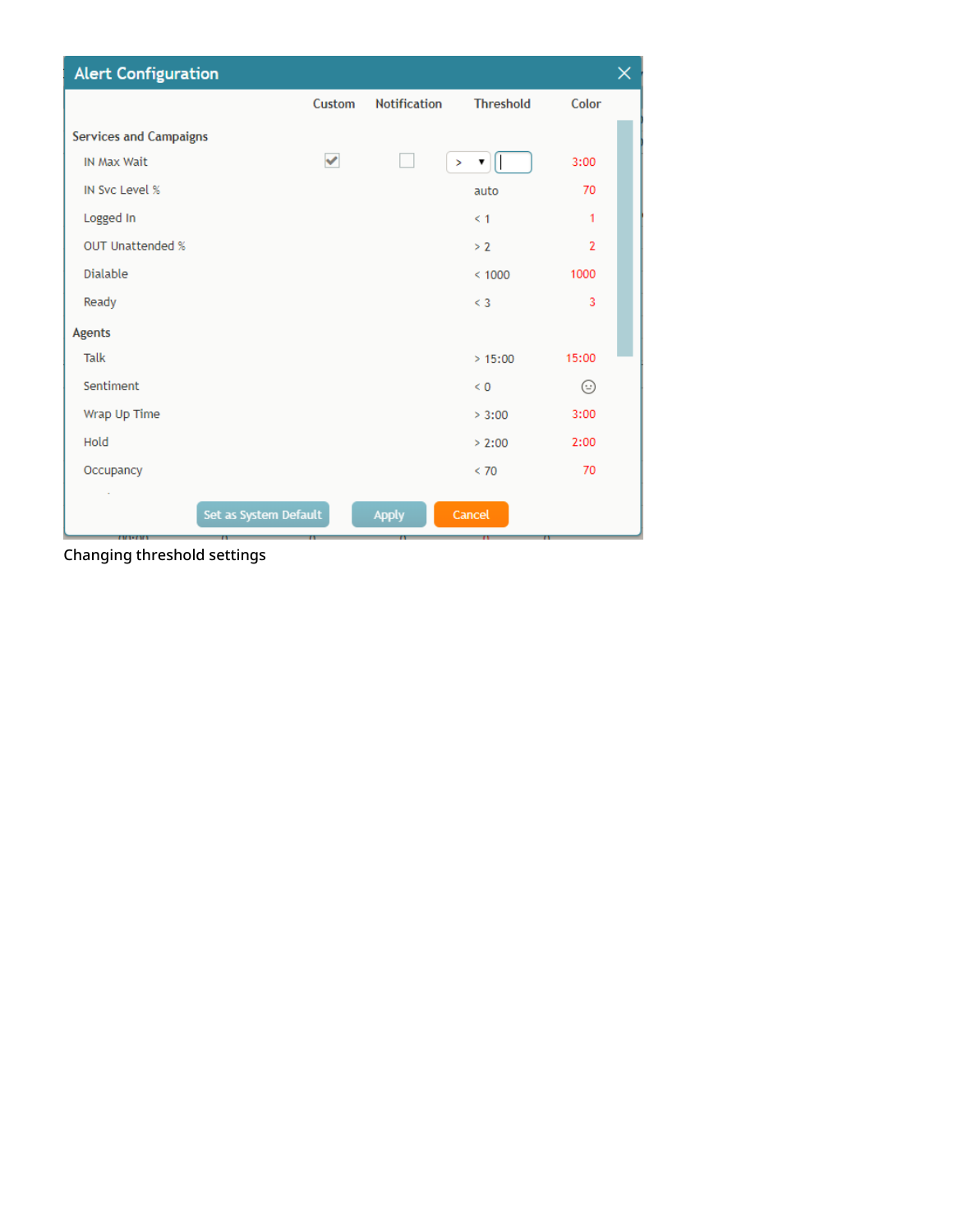Changing threshold settings